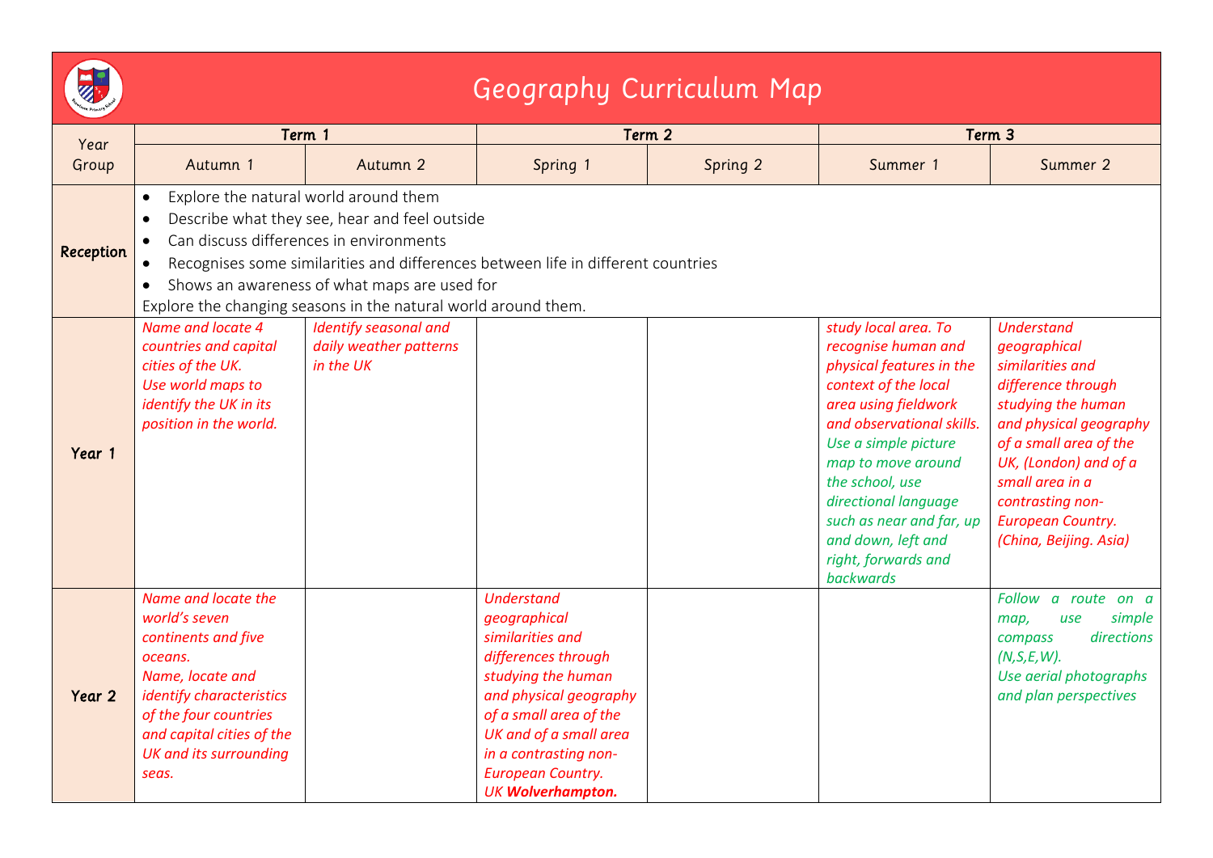# Geography Curriculum Map

| Year Group | Term 1 | | Term 2 | | Term 3 | |
|---|---|---|---|---|---|---|
| | Autumn 1 | Autumn 2 | Spring 1 | Spring 2 | Summer 1 | Summer 2 |
| **Reception** | • Explore the natural world around them<br>• Describe what they see, hear and feel outside<br>• Can discuss differences in environments<br>• Recognises some similarities and differences between life in different countries<br>• Shows an awareness of what maps are used for<br>Explore the changing seasons in the natural world around them. | | | | | |
| **Year 1** | *Name and locate 4 countries and capital cities of the UK.*<br>*Use world maps to identify the UK in its position in the world.* | *Identify seasonal and daily weather patterns in the UK* | | | *study local area. To recognise human and physical features in the context of the local area using fieldwork and observational skills.*<br>*Use a simple picture map to move around the school, use directional language such as near and far, up and down, left and right, forwards and backwards* | *Understand geographical similarities and difference through studying the human and physical geography of a small area of the UK, (London) and of a small area in a contrasting non-European Country. (China, Beijing. Asia)* |
| **Year 2** | *Name and locate the world's seven continents and five oceans.*<br>*Name, locate and identify characteristics of the four countries and capital cities of the UK and its surrounding seas.* | | *Understand geographical similarities and differences through studying the human and physical geography of a small area of the UK and of a small area in a contrasting non-European Country.*<br>*UK **Wolverhampton.*** | | | *Follow a route on a map, use simple compass directions (N,S,E,W).*<br>*Use aerial photographs and plan perspectives* |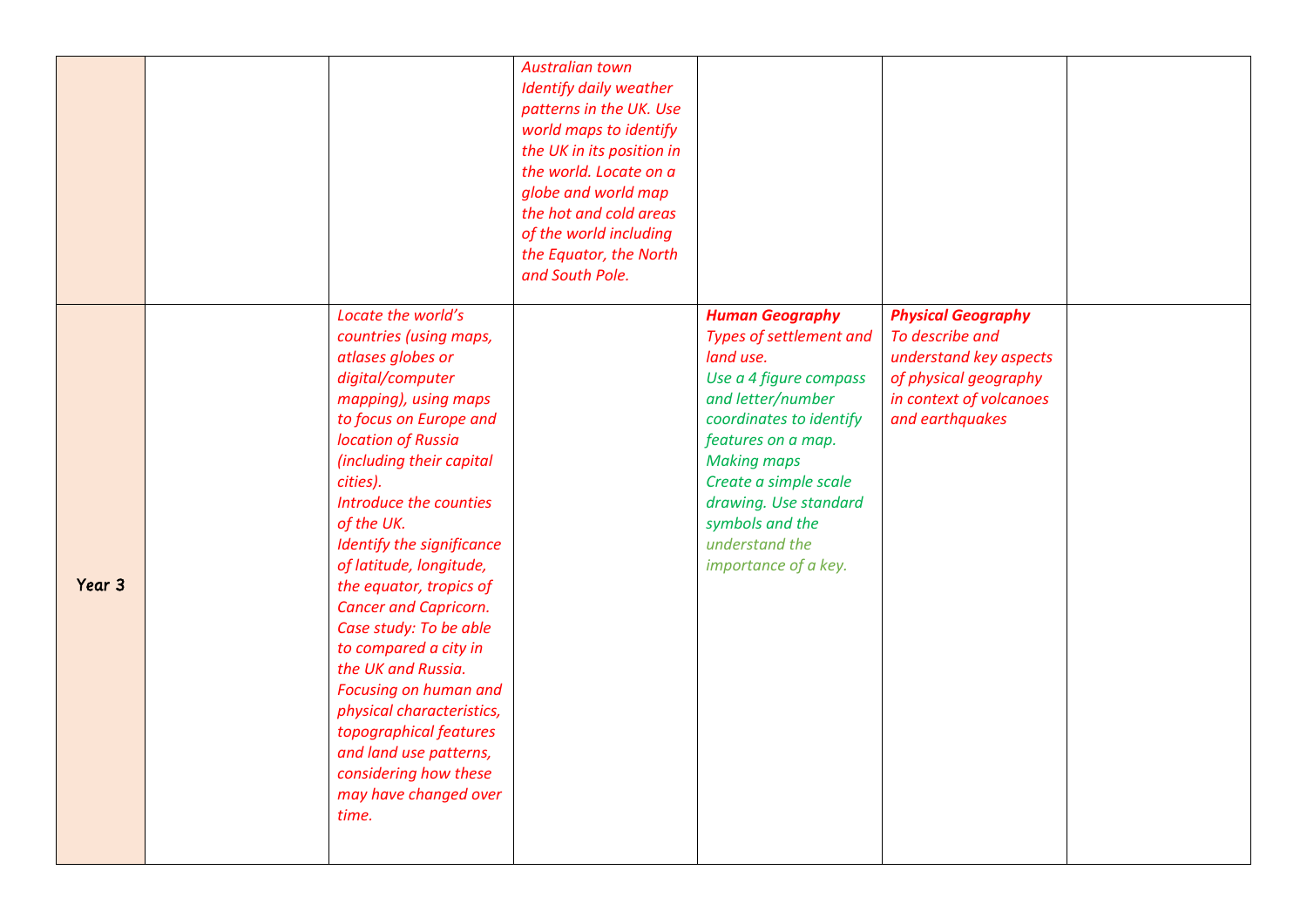|  |  |  |  |  |  |  |
|---|---|---|---|---|---|---|
|  |  |  | *Australian town Identify daily weather patterns in the UK. Use world maps to identify the UK in its position in the world. Locate on a globe and world map the hot and cold areas of the world including the Equator, the North and South Pole.* |  |  |  |
| Year 3 |  | *Locate the world's countries (using maps, atlases globes or digital/computer mapping), using maps to focus on Europe and location of Russia (including their capital cities). Introduce the counties of the UK. Identify the significance of latitude, longitude, the equator, tropics of Cancer and Capricorn. Case study: To be able to compared a city in the UK and Russia. Focusing on human and physical characteristics, topographical features and land use patterns, considering how these may have changed over time.* |  | ***Human Geography*** *Types of settlement and land use. Use a 4 figure compass and letter/number coordinates to identify features on a map. Making maps Create a simple scale drawing. Use standard symbols and the understand the importance of a key.* | ***Physical Geography*** *To describe and understand key aspects of physical geography in context of volcanoes and earthquakes* |  |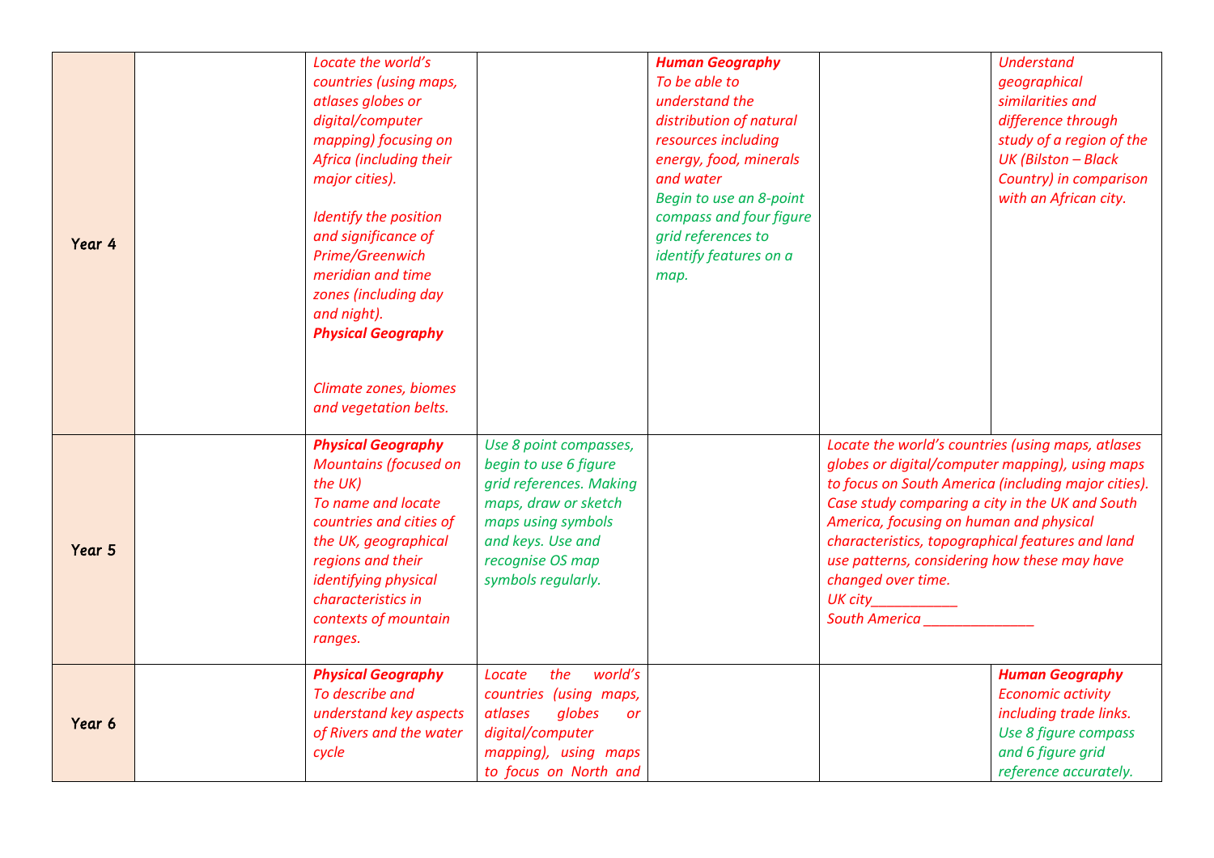| Year 4 | | *Locate the world's countries (using maps, atlases globes or digital/computer mapping) focusing on Africa (including their major cities).*<br><br>*Identify the position and significance of Prime/Greenwich meridian and time zones (including day and night).*<br>***Physical Geography***<br><br>*Climate zones, biomes and vegetation belts.* | | ***Human Geography***<br>*To be able to understand the distribution of natural resources including energy, food, minerals and water*<br>*Begin to use an 8-point compass and four figure grid references to identify features on a map.* | | *Understand geographical similarities and difference through study of a region of the UK (Bilston – Black Country) in comparison with an African city.* |
|---|---|---|---|---|---|---|
| Year 5 | | ***Physical Geography***<br>*Mountains (focused on the UK)*<br>*To name and locate countries and cities of the UK, geographical regions and their identifying physical characteristics in contexts of mountain ranges.* | *Use 8 point compasses, begin to use 6 figure grid references. Making maps, draw or sketch maps using symbols and keys. Use and recognise OS map symbols regularly.* | | *Locate the world's countries (using maps, atlases globes or digital/computer mapping), using maps to focus on South America (including major cities). Case study comparing a city in the UK and South America, focusing on human and physical characteristics, topographical features and land use patterns, considering how these may have changed over time.*<br>*UK city___________*<br>*South America ______________* | |
| Year 6 | | ***Physical Geography***<br>*To describe and understand key aspects of Rivers and the water cycle* | *Locate the world's countries (using maps, atlases globes or digital/computer mapping), using maps to focus on North and* | | | ***Human Geography***<br>*Economic activity including trade links.*<br>*Use 8 figure compass and 6 figure grid reference accurately.* |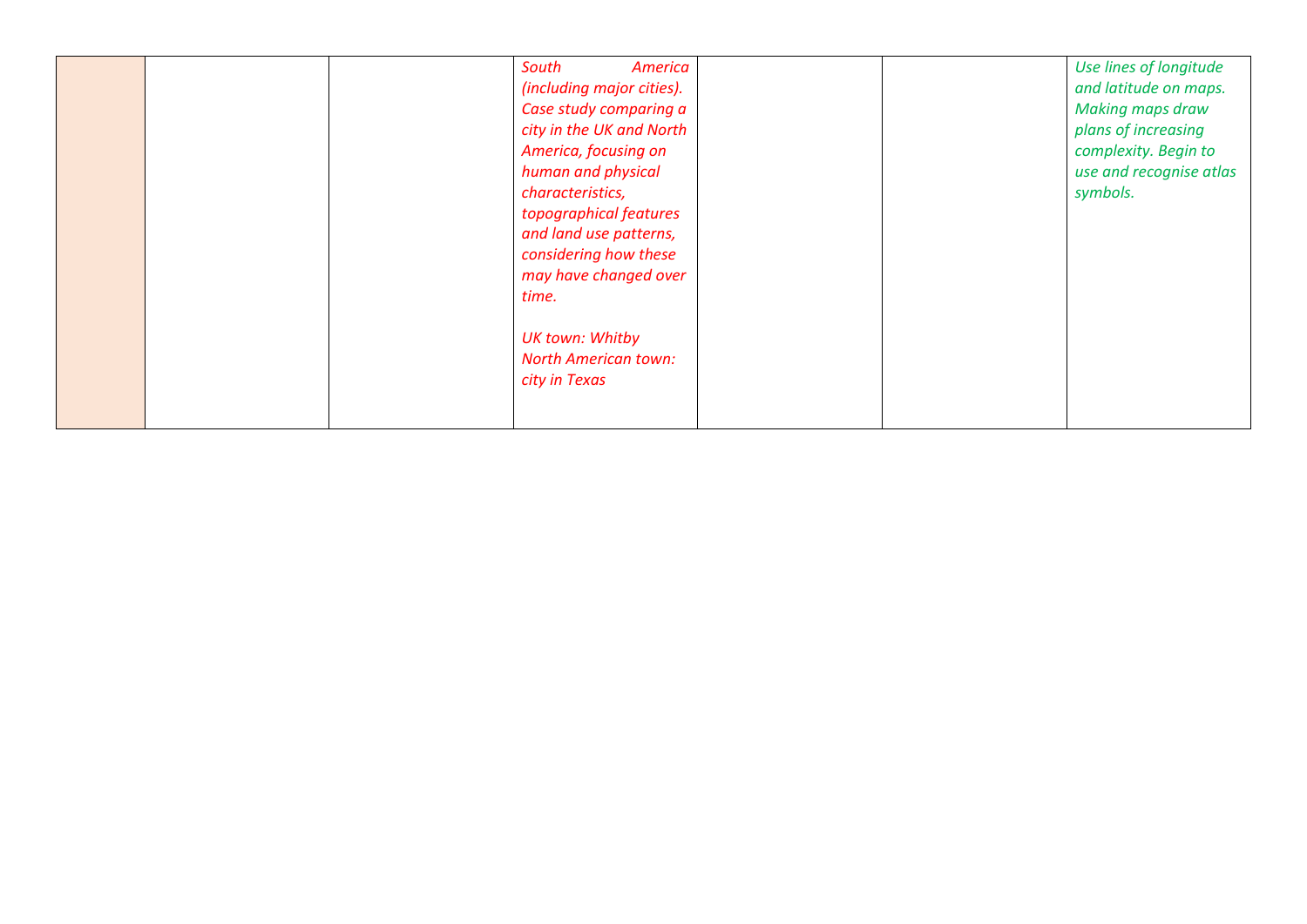| | | | | | | |
|---|---|---|---|---|---|---|
| | | | *South America (including major cities). Case study comparing a city in the UK and North America, focusing on human and physical characteristics, topographical features and land use patterns, considering how these may have changed over time.*<br><br>*UK town: Whitby*<br>*North American town: city in Texas* | | | *Use lines of longitude and latitude on maps. Making maps draw plans of increasing complexity. Begin to use and recognise atlas symbols.* |